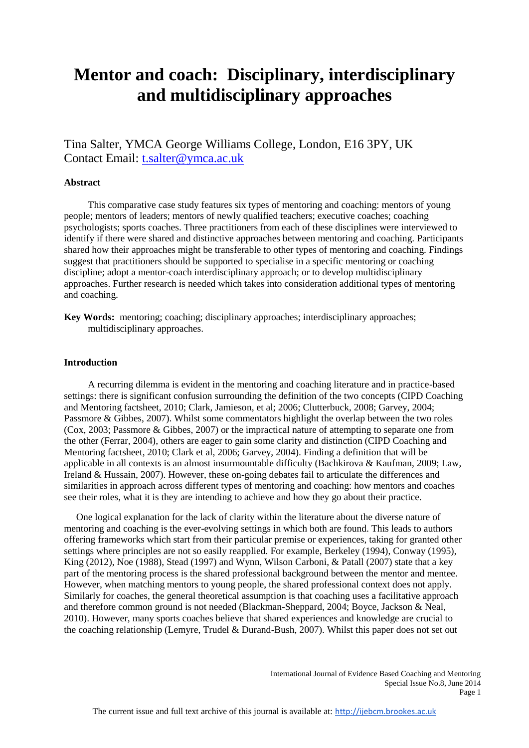# Mentor and coach: Disciplinary, interdisciplinary and multidisciplinary approaches

Tina Salter, YMCA George Williams College, London, E16 3PY, UK
Contact Email: t.salter@ymca.ac.uk

### Abstract

This comparative case study features six types of mentoring and coaching: mentors of young people; mentors of leaders; mentors of newly qualified teachers; executive coaches; coaching psychologists; sports coaches. Three practitioners from each of these disciplines were interviewed to identify if there were shared and distinctive approaches between mentoring and coaching. Participants shared how their approaches might be transferable to other types of mentoring and coaching. Findings suggest that practitioners should be supported to specialise in a specific mentoring or coaching discipline; adopt a mentor-coach interdisciplinary approach; or to develop multidisciplinary approaches. Further research is needed which takes into consideration additional types of mentoring and coaching.

**Key Words:** mentoring; coaching; disciplinary approaches; interdisciplinary approaches; multidisciplinary approaches.

### Introduction

A recurring dilemma is evident in the mentoring and coaching literature and in practice-based settings: there is significant confusion surrounding the definition of the two concepts (CIPD Coaching and Mentoring factsheet, 2010; Clark, Jamieson, et al; 2006; Clutterbuck, 2008; Garvey, 2004; Passmore & Gibbes, 2007). Whilst some commentators highlight the overlap between the two roles (Cox, 2003; Passmore & Gibbes, 2007) or the impractical nature of attempting to separate one from the other (Ferrar, 2004), others are eager to gain some clarity and distinction (CIPD Coaching and Mentoring factsheet, 2010; Clark et al, 2006; Garvey, 2004). Finding a definition that will be applicable in all contexts is an almost insurmountable difficulty (Bachkirova & Kaufman, 2009; Law, Ireland & Hussain, 2007). However, these on-going debates fail to articulate the differences and similarities in approach across different types of mentoring and coaching: how mentors and coaches see their roles, what it is they are intending to achieve and how they go about their practice.

One logical explanation for the lack of clarity within the literature about the diverse nature of mentoring and coaching is the ever-evolving settings in which both are found. This leads to authors offering frameworks which start from their particular premise or experiences, taking for granted other settings where principles are not so easily reapplied. For example, Berkeley (1994), Conway (1995), King (2012), Noe (1988), Stead (1997) and Wynn, Wilson Carboni, & Patall (2007) state that a key part of the mentoring process is the shared professional background between the mentor and mentee. However, when matching mentors to young people, the shared professional context does not apply. Similarly for coaches, the general theoretical assumption is that coaching uses a facilitative approach and therefore common ground is not needed (Blackman-Sheppard, 2004; Boyce, Jackson & Neal, 2010). However, many sports coaches believe that shared experiences and knowledge are crucial to the coaching relationship (Lemyre, Trudel & Durand-Bush, 2007). Whilst this paper does not set out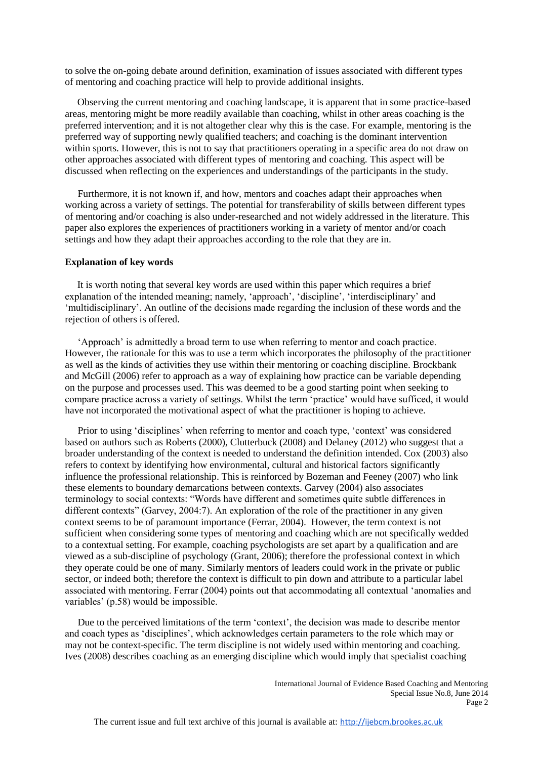to solve the on-going debate around definition, examination of issues associated with different types of mentoring and coaching practice will help to provide additional insights.

Observing the current mentoring and coaching landscape, it is apparent that in some practice-based areas, mentoring might be more readily available than coaching, whilst in other areas coaching is the preferred intervention; and it is not altogether clear why this is the case. For example, mentoring is the preferred way of supporting newly qualified teachers; and coaching is the dominant intervention within sports. However, this is not to say that practitioners operating in a specific area do not draw on other approaches associated with different types of mentoring and coaching. This aspect will be discussed when reflecting on the experiences and understandings of the participants in the study.

Furthermore, it is not known if, and how, mentors and coaches adapt their approaches when working across a variety of settings. The potential for transferability of skills between different types of mentoring and/or coaching is also under-researched and not widely addressed in the literature. This paper also explores the experiences of practitioners working in a variety of mentor and/or coach settings and how they adapt their approaches according to the role that they are in.

**Explanation of key words**

It is worth noting that several key words are used within this paper which requires a brief explanation of the intended meaning; namely, 'approach', 'discipline', 'interdisciplinary' and 'multidisciplinary'. An outline of the decisions made regarding the inclusion of these words and the rejection of others is offered.

'Approach' is admittedly a broad term to use when referring to mentor and coach practice. However, the rationale for this was to use a term which incorporates the philosophy of the practitioner as well as the kinds of activities they use within their mentoring or coaching discipline. Brockbank and McGill (2006) refer to approach as a way of explaining how practice can be variable depending on the purpose and processes used. This was deemed to be a good starting point when seeking to compare practice across a variety of settings. Whilst the term 'practice' would have sufficed, it would have not incorporated the motivational aspect of what the practitioner is hoping to achieve.

Prior to using 'disciplines' when referring to mentor and coach type, 'context' was considered based on authors such as Roberts (2000), Clutterbuck (2008) and Delaney (2012) who suggest that a broader understanding of the context is needed to understand the definition intended. Cox (2003) also refers to context by identifying how environmental, cultural and historical factors significantly influence the professional relationship. This is reinforced by Bozeman and Feeney (2007) who link these elements to boundary demarcations between contexts. Garvey (2004) also associates terminology to social contexts: "Words have different and sometimes quite subtle differences in different contexts" (Garvey, 2004:7). An exploration of the role of the practitioner in any given context seems to be of paramount importance (Ferrar, 2004). However, the term context is not sufficient when considering some types of mentoring and coaching which are not specifically wedded to a contextual setting. For example, coaching psychologists are set apart by a qualification and are viewed as a sub-discipline of psychology (Grant, 2006); therefore the professional context in which they operate could be one of many. Similarly mentors of leaders could work in the private or public sector, or indeed both; therefore the context is difficult to pin down and attribute to a particular label associated with mentoring. Ferrar (2004) points out that accommodating all contextual 'anomalies and variables' (p.58) would be impossible.

Due to the perceived limitations of the term 'context', the decision was made to describe mentor and coach types as 'disciplines', which acknowledges certain parameters to the role which may or may not be context-specific. The term discipline is not widely used within mentoring and coaching. Ives (2008) describes coaching as an emerging discipline which would imply that specialist coaching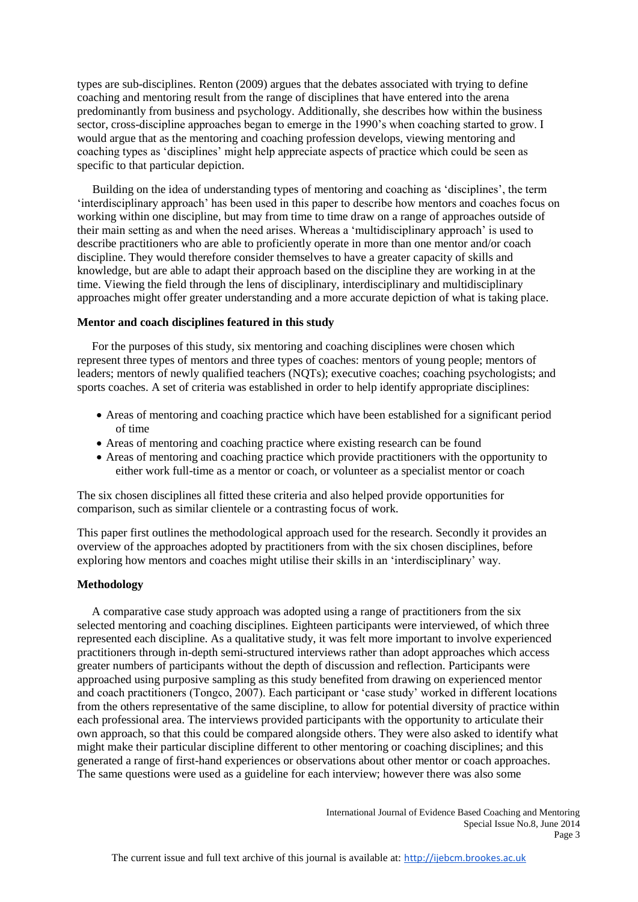types are sub-disciplines. Renton (2009) argues that the debates associated with trying to define coaching and mentoring result from the range of disciplines that have entered into the arena predominantly from business and psychology. Additionally, she describes how within the business sector, cross-discipline approaches began to emerge in the 1990's when coaching started to grow. I would argue that as the mentoring and coaching profession develops, viewing mentoring and coaching types as 'disciplines' might help appreciate aspects of practice which could be seen as specific to that particular depiction.

Building on the idea of understanding types of mentoring and coaching as 'disciplines', the term 'interdisciplinary approach' has been used in this paper to describe how mentors and coaches focus on working within one discipline, but may from time to time draw on a range of approaches outside of their main setting as and when the need arises. Whereas a 'multidisciplinary approach' is used to describe practitioners who are able to proficiently operate in more than one mentor and/or coach discipline. They would therefore consider themselves to have a greater capacity of skills and knowledge, but are able to adapt their approach based on the discipline they are working in at the time. Viewing the field through the lens of disciplinary, interdisciplinary and multidisciplinary approaches might offer greater understanding and a more accurate depiction of what is taking place.

**Mentor and coach disciplines featured in this study**

For the purposes of this study, six mentoring and coaching disciplines were chosen which represent three types of mentors and three types of coaches: mentors of young people; mentors of leaders; mentors of newly qualified teachers (NQTs); executive coaches; coaching psychologists; and sports coaches. A set of criteria was established in order to help identify appropriate disciplines:

- Areas of mentoring and coaching practice which have been established for a significant period of time
- Areas of mentoring and coaching practice where existing research can be found
- Areas of mentoring and coaching practice which provide practitioners with the opportunity to either work full-time as a mentor or coach, or volunteer as a specialist mentor or coach

The six chosen disciplines all fitted these criteria and also helped provide opportunities for comparison, such as similar clientele or a contrasting focus of work.

This paper first outlines the methodological approach used for the research. Secondly it provides an overview of the approaches adopted by practitioners from with the six chosen disciplines, before exploring how mentors and coaches might utilise their skills in an 'interdisciplinary' way.

**Methodology**

A comparative case study approach was adopted using a range of practitioners from the six selected mentoring and coaching disciplines. Eighteen participants were interviewed, of which three represented each discipline. As a qualitative study, it was felt more important to involve experienced practitioners through in-depth semi-structured interviews rather than adopt approaches which access greater numbers of participants without the depth of discussion and reflection. Participants were approached using purposive sampling as this study benefited from drawing on experienced mentor and coach practitioners (Tongco, 2007). Each participant or 'case study' worked in different locations from the others representative of the same discipline, to allow for potential diversity of practice within each professional area. The interviews provided participants with the opportunity to articulate their own approach, so that this could be compared alongside others. They were also asked to identify what might make their particular discipline different to other mentoring or coaching disciplines; and this generated a range of first-hand experiences or observations about other mentor or coach approaches. The same questions were used as a guideline for each interview; however there was also some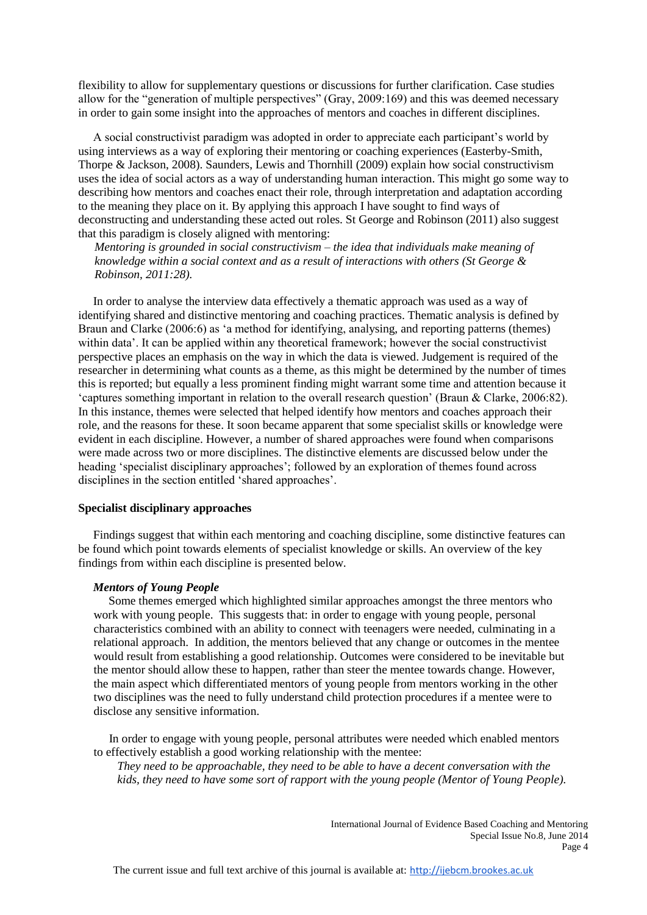flexibility to allow for supplementary questions or discussions for further clarification. Case studies allow for the "generation of multiple perspectives" (Gray, 2009:169) and this was deemed necessary in order to gain some insight into the approaches of mentors and coaches in different disciplines.

A social constructivist paradigm was adopted in order to appreciate each participant's world by using interviews as a way of exploring their mentoring or coaching experiences (Easterby-Smith, Thorpe & Jackson, 2008). Saunders, Lewis and Thornhill (2009) explain how social constructivism uses the idea of social actors as a way of understanding human interaction. This might go some way to describing how mentors and coaches enact their role, through interpretation and adaptation according to the meaning they place on it. By applying this approach I have sought to find ways of deconstructing and understanding these acted out roles. St George and Robinson (2011) also suggest that this paradigm is closely aligned with mentoring:

> *Mentoring is grounded in social constructivism – the idea that individuals make meaning of knowledge within a social context and as a result of interactions with others (St George & Robinson, 2011:28).*

In order to analyse the interview data effectively a thematic approach was used as a way of identifying shared and distinctive mentoring and coaching practices. Thematic analysis is defined by Braun and Clarke (2006:6) as 'a method for identifying, analysing, and reporting patterns (themes) within data'. It can be applied within any theoretical framework; however the social constructivist perspective places an emphasis on the way in which the data is viewed. Judgement is required of the researcher in determining what counts as a theme, as this might be determined by the number of times this is reported; but equally a less prominent finding might warrant some time and attention because it 'captures something important in relation to the overall research question' (Braun & Clarke, 2006:82). In this instance, themes were selected that helped identify how mentors and coaches approach their role, and the reasons for these. It soon became apparent that some specialist skills or knowledge were evident in each discipline. However, a number of shared approaches were found when comparisons were made across two or more disciplines. The distinctive elements are discussed below under the heading 'specialist disciplinary approaches'; followed by an exploration of themes found across disciplines in the section entitled 'shared approaches'.

## Specialist disciplinary approaches

Findings suggest that within each mentoring and coaching discipline, some distinctive features can be found which point towards elements of specialist knowledge or skills. An overview of the key findings from within each discipline is presented below.

### *Mentors of Young People*

Some themes emerged which highlighted similar approaches amongst the three mentors who work with young people. This suggests that: in order to engage with young people, personal characteristics combined with an ability to connect with teenagers were needed, culminating in a relational approach. In addition, the mentors believed that any change or outcomes in the mentee would result from establishing a good relationship. Outcomes were considered to be inevitable but the mentor should allow these to happen, rather than steer the mentee towards change. However, the main aspect which differentiated mentors of young people from mentors working in the other two disciplines was the need to fully understand child protection procedures if a mentee were to disclose any sensitive information.

In order to engage with young people, personal attributes were needed which enabled mentors to effectively establish a good working relationship with the mentee:

> *They need to be approachable, they need to be able to have a decent conversation with the kids, they need to have some sort of rapport with the young people (Mentor of Young People).*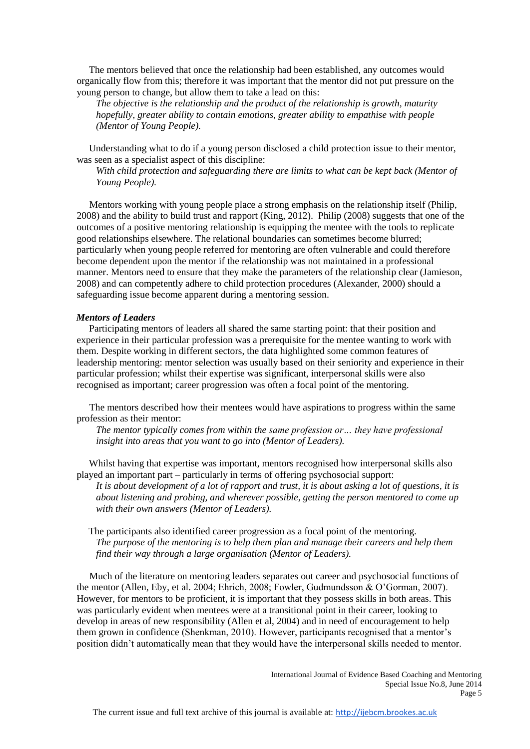The mentors believed that once the relationship had been established, any outcomes would organically flow from this; therefore it was important that the mentor did not put pressure on the young person to change, but allow them to take a lead on this:

> *The objective is the relationship and the product of the relationship is growth, maturity hopefully, greater ability to contain emotions, greater ability to empathise with people (Mentor of Young People).*

Understanding what to do if a young person disclosed a child protection issue to their mentor, was seen as a specialist aspect of this discipline:

> *With child protection and safeguarding there are limits to what can be kept back (Mentor of Young People).*

Mentors working with young people place a strong emphasis on the relationship itself (Philip, 2008) and the ability to build trust and rapport (King, 2012). Philip (2008) suggests that one of the outcomes of a positive mentoring relationship is equipping the mentee with the tools to replicate good relationships elsewhere. The relational boundaries can sometimes become blurred; particularly when young people referred for mentoring are often vulnerable and could therefore become dependent upon the mentor if the relationship was not maintained in a professional manner. Mentors need to ensure that they make the parameters of the relationship clear (Jamieson, 2008) and can competently adhere to child protection procedures (Alexander, 2000) should a safeguarding issue become apparent during a mentoring session.

***Mentors of Leaders***

Participating mentors of leaders all shared the same starting point: that their position and experience in their particular profession was a prerequisite for the mentee wanting to work with them. Despite working in different sectors, the data highlighted some common features of leadership mentoring: mentor selection was usually based on their seniority and experience in their particular profession; whilst their expertise was significant, interpersonal skills were also recognised as important; career progression was often a focal point of the mentoring.

The mentors described how their mentees would have aspirations to progress within the same profession as their mentor:

> *The mentor typically comes from within the same profession or… they have professional insight into areas that you want to go into (Mentor of Leaders).*

Whilst having that expertise was important, mentors recognised how interpersonal skills also played an important part – particularly in terms of offering psychosocial support:

> *It is about development of a lot of rapport and trust, it is about asking a lot of questions, it is about listening and probing, and wherever possible, getting the person mentored to come up with their own answers (Mentor of Leaders).*

The participants also identified career progression as a focal point of the mentoring.

> *The purpose of the mentoring is to help them plan and manage their careers and help them find their way through a large organisation (Mentor of Leaders).*

Much of the literature on mentoring leaders separates out career and psychosocial functions of the mentor (Allen, Eby, et al. 2004; Ehrich, 2008; Fowler, Gudmundsson & O'Gorman, 2007). However, for mentors to be proficient, it is important that they possess skills in both areas. This was particularly evident when mentees were at a transitional point in their career, looking to develop in areas of new responsibility (Allen et al, 2004) and in need of encouragement to help them grown in confidence (Shenkman, 2010). However, participants recognised that a mentor's position didn't automatically mean that they would have the interpersonal skills needed to mentor.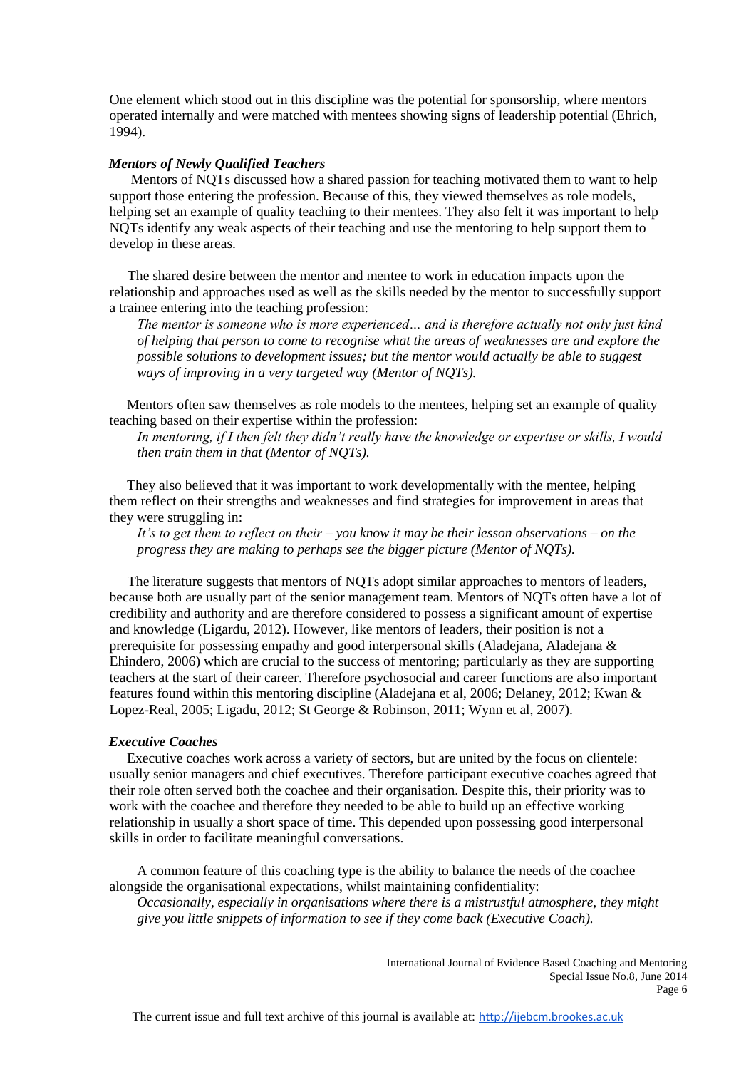One element which stood out in this discipline was the potential for sponsorship, where mentors operated internally and were matched with mentees showing signs of leadership potential (Ehrich, 1994).

### *Mentors of Newly Qualified Teachers*

Mentors of NQTs discussed how a shared passion for teaching motivated them to want to help support those entering the profession. Because of this, they viewed themselves as role models, helping set an example of quality teaching to their mentees. They also felt it was important to help NQTs identify any weak aspects of their teaching and use the mentoring to help support them to develop in these areas.

The shared desire between the mentor and mentee to work in education impacts upon the relationship and approaches used as well as the skills needed by the mentor to successfully support a trainee entering into the teaching profession:

> *The mentor is someone who is more experienced… and is therefore actually not only just kind of helping that person to come to recognise what the areas of weaknesses are and explore the possible solutions to development issues; but the mentor would actually be able to suggest ways of improving in a very targeted way (Mentor of NQTs).*

Mentors often saw themselves as role models to the mentees, helping set an example of quality teaching based on their expertise within the profession:

> *In mentoring, if I then felt they didn't really have the knowledge or expertise or skills, I would then train them in that (Mentor of NQTs).*

They also believed that it was important to work developmentally with the mentee, helping them reflect on their strengths and weaknesses and find strategies for improvement in areas that they were struggling in:

> *It's to get them to reflect on their – you know it may be their lesson observations – on the progress they are making to perhaps see the bigger picture (Mentor of NQTs).*

The literature suggests that mentors of NQTs adopt similar approaches to mentors of leaders, because both are usually part of the senior management team. Mentors of NQTs often have a lot of credibility and authority and are therefore considered to possess a significant amount of expertise and knowledge (Ligardu, 2012). However, like mentors of leaders, their position is not a prerequisite for possessing empathy and good interpersonal skills (Aladejana, Aladejana & Ehindero, 2006) which are crucial to the success of mentoring; particularly as they are supporting teachers at the start of their career. Therefore psychosocial and career functions are also important features found within this mentoring discipline (Aladejana et al, 2006; Delaney, 2012; Kwan & Lopez-Real, 2005; Ligadu, 2012; St George & Robinson, 2011; Wynn et al, 2007).

### *Executive Coaches*

Executive coaches work across a variety of sectors, but are united by the focus on clientele: usually senior managers and chief executives. Therefore participant executive coaches agreed that their role often served both the coachee and their organisation. Despite this, their priority was to work with the coachee and therefore they needed to be able to build up an effective working relationship in usually a short space of time. This depended upon possessing good interpersonal skills in order to facilitate meaningful conversations.

A common feature of this coaching type is the ability to balance the needs of the coachee alongside the organisational expectations, whilst maintaining confidentiality:

> *Occasionally, especially in organisations where there is a mistrustful atmosphere, they might give you little snippets of information to see if they come back (Executive Coach).*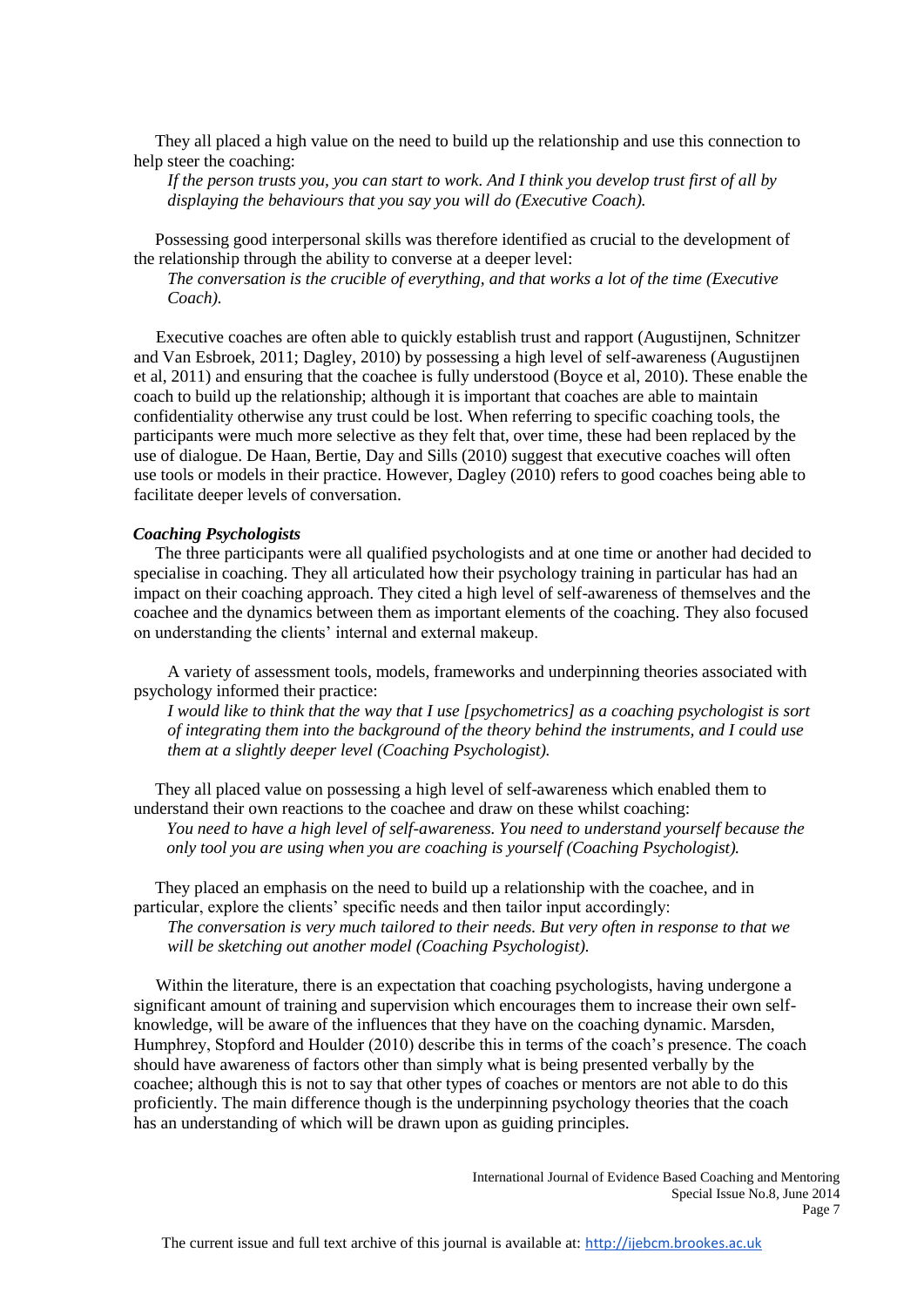They all placed a high value on the need to build up the relationship and use this connection to help steer the coaching:

> *If the person trusts you, you can start to work. And I think you develop trust first of all by displaying the behaviours that you say you will do (Executive Coach).*

Possessing good interpersonal skills was therefore identified as crucial to the development of the relationship through the ability to converse at a deeper level:

> *The conversation is the crucible of everything, and that works a lot of the time (Executive Coach).*

Executive coaches are often able to quickly establish trust and rapport (Augustijnen, Schnitzer and Van Esbroek, 2011; Dagley, 2010) by possessing a high level of self-awareness (Augustijnen et al, 2011) and ensuring that the coachee is fully understood (Boyce et al, 2010). These enable the coach to build up the relationship; although it is important that coaches are able to maintain confidentiality otherwise any trust could be lost. When referring to specific coaching tools, the participants were much more selective as they felt that, over time, these had been replaced by the use of dialogue. De Haan, Bertie, Day and Sills (2010) suggest that executive coaches will often use tools or models in their practice. However, Dagley (2010) refers to good coaches being able to facilitate deeper levels of conversation.

### *Coaching Psychologists*

The three participants were all qualified psychologists and at one time or another had decided to specialise in coaching. They all articulated how their psychology training in particular has had an impact on their coaching approach. They cited a high level of self-awareness of themselves and the coachee and the dynamics between them as important elements of the coaching. They also focused on understanding the clients' internal and external makeup.

A variety of assessment tools, models, frameworks and underpinning theories associated with psychology informed their practice:

> *I would like to think that the way that I use [psychometrics] as a coaching psychologist is sort of integrating them into the background of the theory behind the instruments, and I could use them at a slightly deeper level (Coaching Psychologist).*

They all placed value on possessing a high level of self-awareness which enabled them to understand their own reactions to the coachee and draw on these whilst coaching:

> *You need to have a high level of self-awareness. You need to understand yourself because the only tool you are using when you are coaching is yourself (Coaching Psychologist).*

They placed an emphasis on the need to build up a relationship with the coachee, and in particular, explore the clients' specific needs and then tailor input accordingly:

> *The conversation is very much tailored to their needs. But very often in response to that we will be sketching out another model (Coaching Psychologist).*

Within the literature, there is an expectation that coaching psychologists, having undergone a significant amount of training and supervision which encourages them to increase their own self-knowledge, will be aware of the influences that they have on the coaching dynamic. Marsden, Humphrey, Stopford and Houlder (2010) describe this in terms of the coach's presence. The coach should have awareness of factors other than simply what is being presented verbally by the coachee; although this is not to say that other types of coaches or mentors are not able to do this proficiently. The main difference though is the underpinning psychology theories that the coach has an understanding of which will be drawn upon as guiding principles.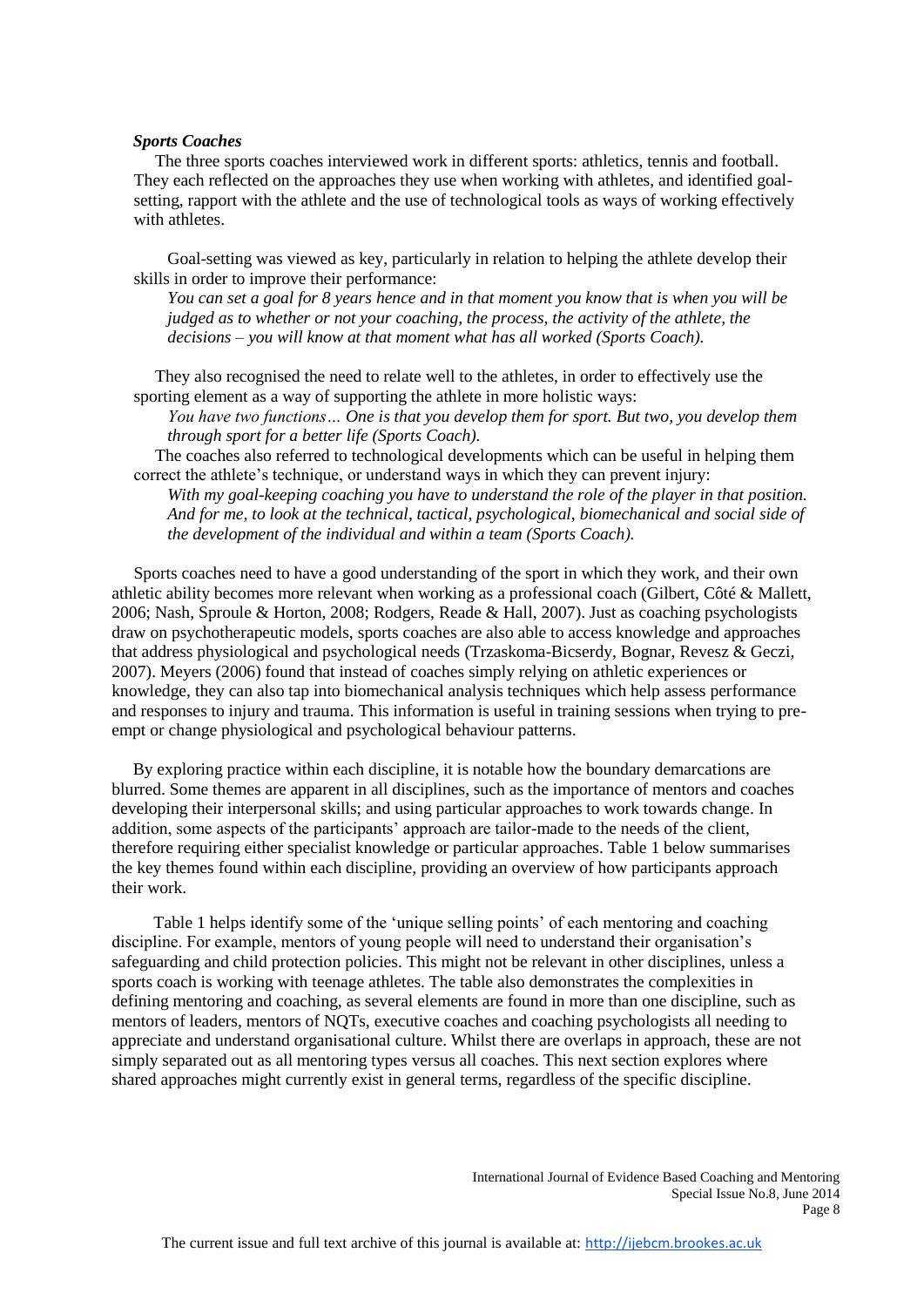***Sports Coaches***

The three sports coaches interviewed work in different sports: athletics, tennis and football. They each reflected on the approaches they use when working with athletes, and identified goal-setting, rapport with the athlete and the use of technological tools as ways of working effectively with athletes.

Goal-setting was viewed as key, particularly in relation to helping the athlete develop their skills in order to improve their performance:

> *You can set a goal for 8 years hence and in that moment you know that is when you will be judged as to whether or not your coaching, the process, the activity of the athlete, the decisions – you will know at that moment what has all worked (Sports Coach).*

They also recognised the need to relate well to the athletes, in order to effectively use the sporting element as a way of supporting the athlete in more holistic ways:

> *You have two functions… One is that you develop them for sport. But two, you develop them through sport for a better life (Sports Coach).*

The coaches also referred to technological developments which can be useful in helping them correct the athlete's technique, or understand ways in which they can prevent injury:

> *With my goal-keeping coaching you have to understand the role of the player in that position. And for me, to look at the technical, tactical, psychological, biomechanical and social side of the development of the individual and within a team (Sports Coach).*

Sports coaches need to have a good understanding of the sport in which they work, and their own athletic ability becomes more relevant when working as a professional coach (Gilbert, Côté & Mallett, 2006; Nash, Sproule & Horton, 2008; Rodgers, Reade & Hall, 2007). Just as coaching psychologists draw on psychotherapeutic models, sports coaches are also able to access knowledge and approaches that address physiological and psychological needs (Trzaskoma-Bicserdy, Bognar, Revesz & Geczi, 2007). Meyers (2006) found that instead of coaches simply relying on athletic experiences or knowledge, they can also tap into biomechanical analysis techniques which help assess performance and responses to injury and trauma. This information is useful in training sessions when trying to pre-empt or change physiological and psychological behaviour patterns.

By exploring practice within each discipline, it is notable how the boundary demarcations are blurred. Some themes are apparent in all disciplines, such as the importance of mentors and coaches developing their interpersonal skills; and using particular approaches to work towards change. In addition, some aspects of the participants' approach are tailor-made to the needs of the client, therefore requiring either specialist knowledge or particular approaches. Table 1 below summarises the key themes found within each discipline, providing an overview of how participants approach their work.

Table 1 helps identify some of the 'unique selling points' of each mentoring and coaching discipline. For example, mentors of young people will need to understand their organisation's safeguarding and child protection policies. This might not be relevant in other disciplines, unless a sports coach is working with teenage athletes. The table also demonstrates the complexities in defining mentoring and coaching, as several elements are found in more than one discipline, such as mentors of leaders, mentors of NQTs, executive coaches and coaching psychologists all needing to appreciate and understand organisational culture. Whilst there are overlaps in approach, these are not simply separated out as all mentoring types versus all coaches. This next section explores where shared approaches might currently exist in general terms, regardless of the specific discipline.

The current issue and full text archive of this journal is available at: http://ijebcm.brookes.ac.uk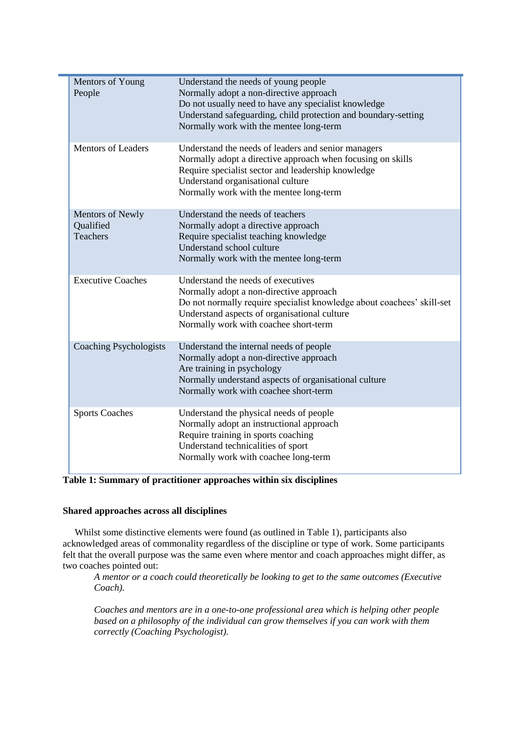| Discipline | Approach |
|---|---|
| Mentors of Young People | Understand the needs of young people<br>Normally adopt a non-directive approach<br>Do not usually need to have any specialist knowledge<br>Understand safeguarding, child protection and boundary-setting<br>Normally work with the mentee long-term |
| Mentors of Leaders | Understand the needs of leaders and senior managers<br>Normally adopt a directive approach when focusing on skills<br>Require specialist sector and leadership knowledge<br>Understand organisational culture<br>Normally work with the mentee long-term |
| Mentors of Newly Qualified Teachers | Understand the needs of teachers<br>Normally adopt a directive approach<br>Require specialist teaching knowledge<br>Understand school culture<br>Normally work with the mentee long-term |
| Executive Coaches | Understand the needs of executives<br>Normally adopt a non-directive approach<br>Do not normally require specialist knowledge about coachees' skill-set<br>Understand aspects of organisational culture<br>Normally work with coachee short-term |
| Coaching Psychologists | Understand the internal needs of people<br>Normally adopt a non-directive approach<br>Are training in psychology<br>Normally understand aspects of organisational culture<br>Normally work with coachee short-term |
| Sports Coaches | Understand the physical needs of people<br>Normally adopt an instructional approach<br>Require training in sports coaching<br>Understand technicalities of sport<br>Normally work with coachee long-term |

**Table 1: Summary of practitioner approaches within six disciplines**

**Shared approaches across all disciplines**

Whilst some distinctive elements were found (as outlined in Table 1), participants also acknowledged areas of commonality regardless of the discipline or type of work. Some participants felt that the overall purpose was the same even where mentor and coach approaches might differ, as two coaches pointed out:

> *A mentor or a coach could theoretically be looking to get to the same outcomes (Executive Coach).*

> *Coaches and mentors are in a one-to-one professional area which is helping other people based on a philosophy of the individual can grow themselves if you can work with them correctly (Coaching Psychologist).*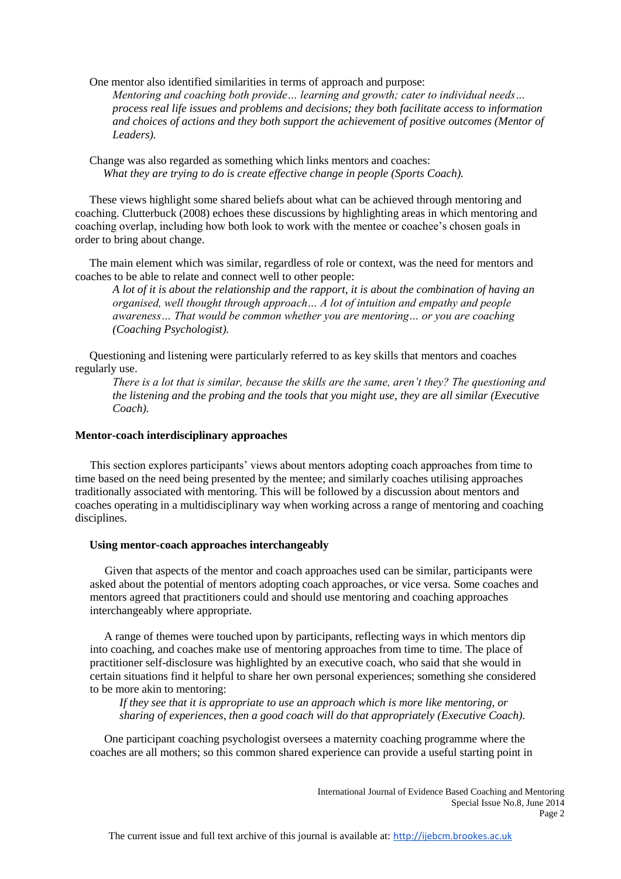One mentor also identified similarities in terms of approach and purpose:

> *Mentoring and coaching both provide… learning and growth; cater to individual needs… process real life issues and problems and decisions; they both facilitate access to information and choices of actions and they both support the achievement of positive outcomes (Mentor of Leaders).*

Change was also regarded as something which links mentors and coaches:

> *What they are trying to do is create effective change in people (Sports Coach).*

These views highlight some shared beliefs about what can be achieved through mentoring and coaching. Clutterbuck (2008) echoes these discussions by highlighting areas in which mentoring and coaching overlap, including how both look to work with the mentee or coachee's chosen goals in order to bring about change.

The main element which was similar, regardless of role or context, was the need for mentors and coaches to be able to relate and connect well to other people:

> *A lot of it is about the relationship and the rapport, it is about the combination of having an organised, well thought through approach… A lot of intuition and empathy and people awareness… That would be common whether you are mentoring… or you are coaching (Coaching Psychologist).*

Questioning and listening were particularly referred to as key skills that mentors and coaches regularly use.

> *There is a lot that is similar, because the skills are the same, aren't they? The questioning and the listening and the probing and the tools that you might use, they are all similar (Executive Coach).*

## Mentor-coach interdisciplinary approaches

This section explores participants' views about mentors adopting coach approaches from time to time based on the need being presented by the mentee; and similarly coaches utilising approaches traditionally associated with mentoring. This will be followed by a discussion about mentors and coaches operating in a multidisciplinary way when working across a range of mentoring and coaching disciplines.

### Using mentor-coach approaches interchangeably

Given that aspects of the mentor and coach approaches used can be similar, participants were asked about the potential of mentors adopting coach approaches, or vice versa. Some coaches and mentors agreed that practitioners could and should use mentoring and coaching approaches interchangeably where appropriate.

A range of themes were touched upon by participants, reflecting ways in which mentors dip into coaching, and coaches make use of mentoring approaches from time to time. The place of practitioner self-disclosure was highlighted by an executive coach, who said that she would in certain situations find it helpful to share her own personal experiences; something she considered to be more akin to mentoring:

> *If they see that it is appropriate to use an approach which is more like mentoring, or sharing of experiences, then a good coach will do that appropriately (Executive Coach).*

One participant coaching psychologist oversees a maternity coaching programme where the coaches are all mothers; so this common shared experience can provide a useful starting point in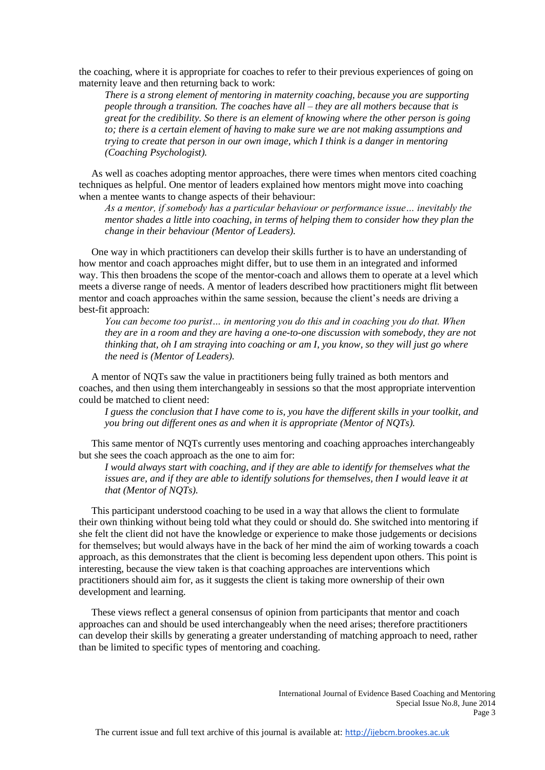the coaching, where it is appropriate for coaches to refer to their previous experiences of going on maternity leave and then returning back to work:

> *There is a strong element of mentoring in maternity coaching, because you are supporting people through a transition. The coaches have all – they are all mothers because that is great for the credibility. So there is an element of knowing where the other person is going to; there is a certain element of having to make sure we are not making assumptions and trying to create that person in our own image, which I think is a danger in mentoring (Coaching Psychologist).*

As well as coaches adopting mentor approaches, there were times when mentors cited coaching techniques as helpful. One mentor of leaders explained how mentors might move into coaching when a mentee wants to change aspects of their behaviour:

> *As a mentor, if somebody has a particular behaviour or performance issue… inevitably the mentor shades a little into coaching, in terms of helping them to consider how they plan the change in their behaviour (Mentor of Leaders).*

One way in which practitioners can develop their skills further is to have an understanding of how mentor and coach approaches might differ, but to use them in an integrated and informed way. This then broadens the scope of the mentor-coach and allows them to operate at a level which meets a diverse range of needs. A mentor of leaders described how practitioners might flit between mentor and coach approaches within the same session, because the client's needs are driving a best-fit approach:

> *You can become too purist… in mentoring you do this and in coaching you do that. When they are in a room and they are having a one-to-one discussion with somebody, they are not thinking that, oh I am straying into coaching or am I, you know, so they will just go where the need is (Mentor of Leaders).*

A mentor of NQTs saw the value in practitioners being fully trained as both mentors and coaches, and then using them interchangeably in sessions so that the most appropriate intervention could be matched to client need:

> *I guess the conclusion that I have come to is, you have the different skills in your toolkit, and you bring out different ones as and when it is appropriate (Mentor of NQTs).*

This same mentor of NQTs currently uses mentoring and coaching approaches interchangeably but she sees the coach approach as the one to aim for:

> *I would always start with coaching, and if they are able to identify for themselves what the issues are, and if they are able to identify solutions for themselves, then I would leave it at that (Mentor of NQTs).*

This participant understood coaching to be used in a way that allows the client to formulate their own thinking without being told what they could or should do. She switched into mentoring if she felt the client did not have the knowledge or experience to make those judgements or decisions for themselves; but would always have in the back of her mind the aim of working towards a coach approach, as this demonstrates that the client is becoming less dependent upon others. This point is interesting, because the view taken is that coaching approaches are interventions which practitioners should aim for, as it suggests the client is taking more ownership of their own development and learning.

These views reflect a general consensus of opinion from participants that mentor and coach approaches can and should be used interchangeably when the need arises; therefore practitioners can develop their skills by generating a greater understanding of matching approach to need, rather than be limited to specific types of mentoring and coaching.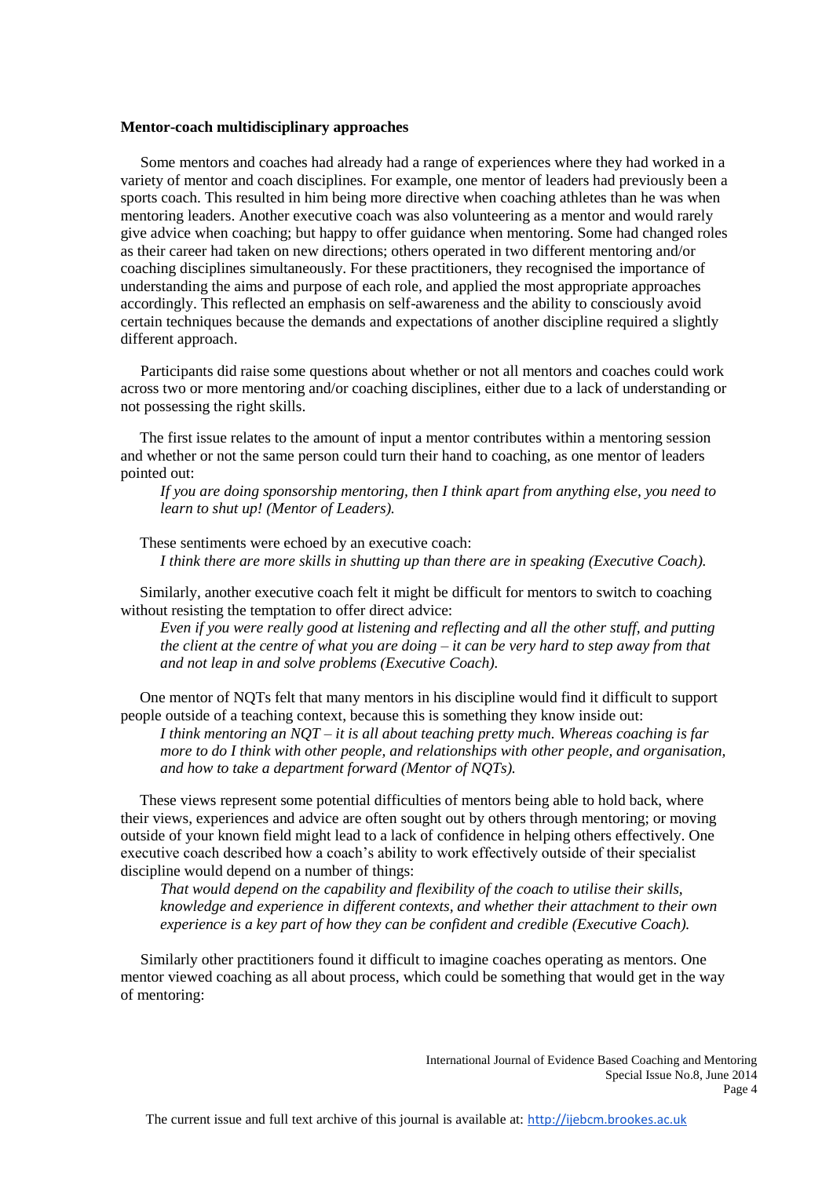**Mentor-coach multidisciplinary approaches**

Some mentors and coaches had already had a range of experiences where they had worked in a variety of mentor and coach disciplines. For example, one mentor of leaders had previously been a sports coach. This resulted in him being more directive when coaching athletes than he was when mentoring leaders. Another executive coach was also volunteering as a mentor and would rarely give advice when coaching; but happy to offer guidance when mentoring. Some had changed roles as their career had taken on new directions; others operated in two different mentoring and/or coaching disciplines simultaneously. For these practitioners, they recognised the importance of understanding the aims and purpose of each role, and applied the most appropriate approaches accordingly. This reflected an emphasis on self-awareness and the ability to consciously avoid certain techniques because the demands and expectations of another discipline required a slightly different approach.

Participants did raise some questions about whether or not all mentors and coaches could work across two or more mentoring and/or coaching disciplines, either due to a lack of understanding or not possessing the right skills.

The first issue relates to the amount of input a mentor contributes within a mentoring session and whether or not the same person could turn their hand to coaching, as one mentor of leaders pointed out:

> *If you are doing sponsorship mentoring, then I think apart from anything else, you need to learn to shut up! (Mentor of Leaders).*

These sentiments were echoed by an executive coach:

> *I think there are more skills in shutting up than there are in speaking (Executive Coach).*

Similarly, another executive coach felt it might be difficult for mentors to switch to coaching without resisting the temptation to offer direct advice:

> *Even if you were really good at listening and reflecting and all the other stuff, and putting the client at the centre of what you are doing – it can be very hard to step away from that and not leap in and solve problems (Executive Coach).*

One mentor of NQTs felt that many mentors in his discipline would find it difficult to support people outside of a teaching context, because this is something they know inside out:

> *I think mentoring an NQT – it is all about teaching pretty much. Whereas coaching is far more to do I think with other people, and relationships with other people, and organisation, and how to take a department forward (Mentor of NQTs).*

These views represent some potential difficulties of mentors being able to hold back, where their views, experiences and advice are often sought out by others through mentoring; or moving outside of your known field might lead to a lack of confidence in helping others effectively. One executive coach described how a coach's ability to work effectively outside of their specialist discipline would depend on a number of things:

> *That would depend on the capability and flexibility of the coach to utilise their skills, knowledge and experience in different contexts, and whether their attachment to their own experience is a key part of how they can be confident and credible (Executive Coach).*

Similarly other practitioners found it difficult to imagine coaches operating as mentors. One mentor viewed coaching as all about process, which could be something that would get in the way of mentoring: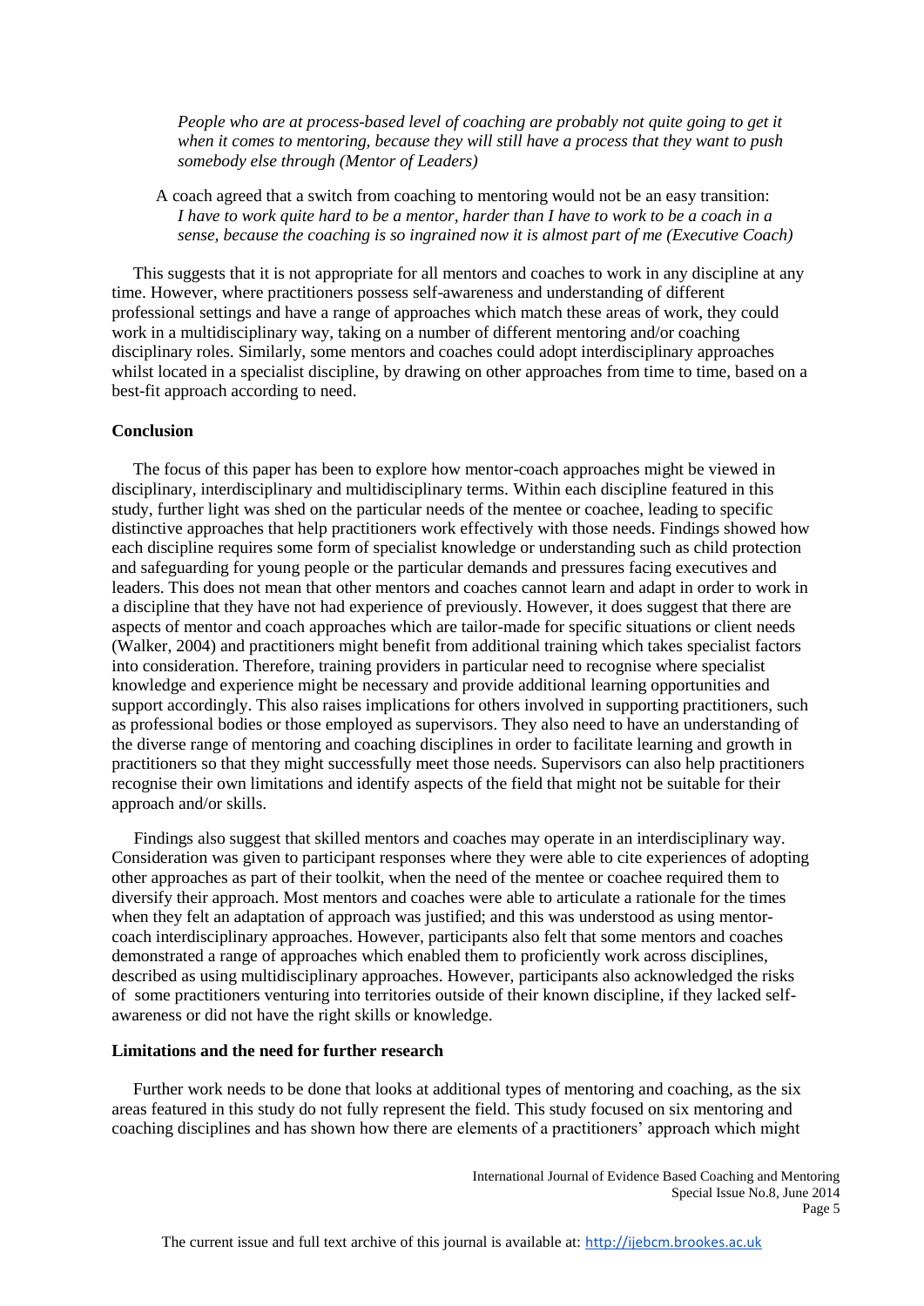*People who are at process-based level of coaching are probably not quite going to get it when it comes to mentoring, because they will still have a process that they want to push somebody else through (Mentor of Leaders)*

A coach agreed that a switch from coaching to mentoring would not be an easy transition:
*I have to work quite hard to be a mentor, harder than I have to work to be a coach in a sense, because the coaching is so ingrained now it is almost part of me (Executive Coach)*

This suggests that it is not appropriate for all mentors and coaches to work in any discipline at any time. However, where practitioners possess self-awareness and understanding of different professional settings and have a range of approaches which match these areas of work, they could work in a multidisciplinary way, taking on a number of different mentoring and/or coaching disciplinary roles. Similarly, some mentors and coaches could adopt interdisciplinary approaches whilst located in a specialist discipline, by drawing on other approaches from time to time, based on a best-fit approach according to need.

**Conclusion**

The focus of this paper has been to explore how mentor-coach approaches might be viewed in disciplinary, interdisciplinary and multidisciplinary terms. Within each discipline featured in this study, further light was shed on the particular needs of the mentee or coachee, leading to specific distinctive approaches that help practitioners work effectively with those needs. Findings showed how each discipline requires some form of specialist knowledge or understanding such as child protection and safeguarding for young people or the particular demands and pressures facing executives and leaders. This does not mean that other mentors and coaches cannot learn and adapt in order to work in a discipline that they have not had experience of previously. However, it does suggest that there are aspects of mentor and coach approaches which are tailor-made for specific situations or client needs (Walker, 2004) and practitioners might benefit from additional training which takes specialist factors into consideration. Therefore, training providers in particular need to recognise where specialist knowledge and experience might be necessary and provide additional learning opportunities and support accordingly. This also raises implications for others involved in supporting practitioners, such as professional bodies or those employed as supervisors. They also need to have an understanding of the diverse range of mentoring and coaching disciplines in order to facilitate learning and growth in practitioners so that they might successfully meet those needs. Supervisors can also help practitioners recognise their own limitations and identify aspects of the field that might not be suitable for their approach and/or skills.

Findings also suggest that skilled mentors and coaches may operate in an interdisciplinary way. Consideration was given to participant responses where they were able to cite experiences of adopting other approaches as part of their toolkit, when the need of the mentee or coachee required them to diversify their approach. Most mentors and coaches were able to articulate a rationale for the times when they felt an adaptation of approach was justified; and this was understood as using mentor-coach interdisciplinary approaches. However, participants also felt that some mentors and coaches demonstrated a range of approaches which enabled them to proficiently work across disciplines, described as using multidisciplinary approaches. However, participants also acknowledged the risks of some practitioners venturing into territories outside of their known discipline, if they lacked self-awareness or did not have the right skills or knowledge.

**Limitations and the need for further research**

Further work needs to be done that looks at additional types of mentoring and coaching, as the six areas featured in this study do not fully represent the field. This study focused on six mentoring and coaching disciplines and has shown how there are elements of a practitioners' approach which might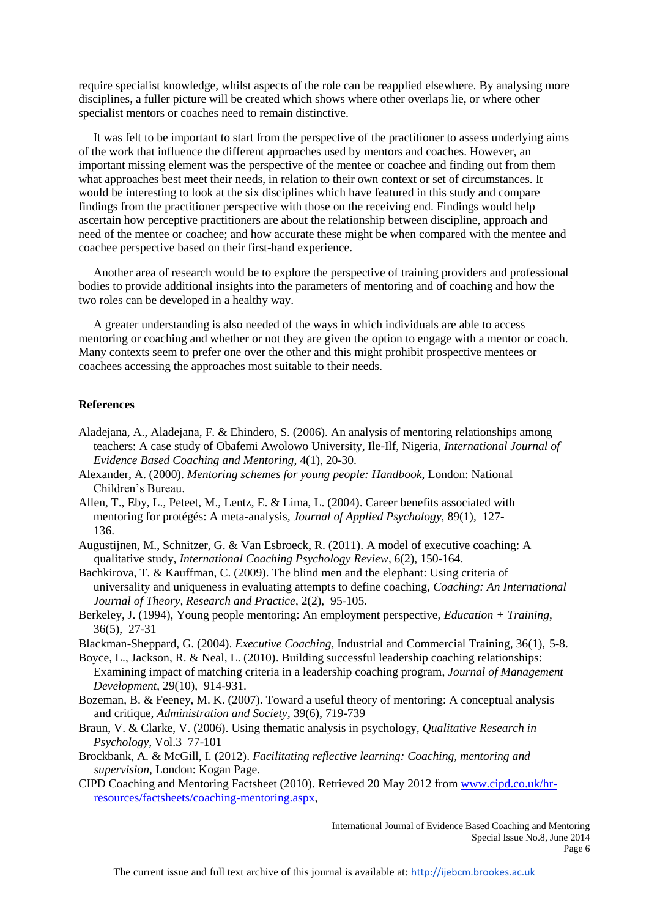require specialist knowledge, whilst aspects of the role can be reapplied elsewhere. By analysing more disciplines, a fuller picture will be created which shows where other overlaps lie, or where other specialist mentors or coaches need to remain distinctive.

It was felt to be important to start from the perspective of the practitioner to assess underlying aims of the work that influence the different approaches used by mentors and coaches. However, an important missing element was the perspective of the mentee or coachee and finding out from them what approaches best meet their needs, in relation to their own context or set of circumstances. It would be interesting to look at the six disciplines which have featured in this study and compare findings from the practitioner perspective with those on the receiving end. Findings would help ascertain how perceptive practitioners are about the relationship between discipline, approach and need of the mentee or coachee; and how accurate these might be when compared with the mentee and coachee perspective based on their first-hand experience.

Another area of research would be to explore the perspective of training providers and professional bodies to provide additional insights into the parameters of mentoring and of coaching and how the two roles can be developed in a healthy way.

A greater understanding is also needed of the ways in which individuals are able to access mentoring or coaching and whether or not they are given the option to engage with a mentor or coach. Many contexts seem to prefer one over the other and this might prohibit prospective mentees or coachees accessing the approaches most suitable to their needs.

## References

Aladejana, A., Aladejana, F. & Ehindero, S. (2006). An analysis of mentoring relationships among teachers: A case study of Obafemi Awolowo University, Ile-Ilf, Nigeria, *International Journal of Evidence Based Coaching and Mentoring*, 4(1), 20-30.

Alexander, A. (2000). *Mentoring schemes for young people: Handbook*, London: National Children's Bureau.

Allen, T., Eby, L., Peteet, M., Lentz, E. & Lima, L. (2004). Career benefits associated with mentoring for protégés: A meta-analysis, *Journal of Applied Psychology*, 89(1), 127-136.

Augustijnen, M., Schnitzer, G. & Van Esbroeck, R. (2011). A model of executive coaching: A qualitative study, *International Coaching Psychology Review*, 6(2), 150-164.

Bachkirova, T. & Kauffman, C. (2009). The blind men and the elephant: Using criteria of universality and uniqueness in evaluating attempts to define coaching, *Coaching: An International Journal of Theory, Research and Practice*, 2(2), 95-105.

Berkeley, J. (1994), Young people mentoring: An employment perspective, *Education + Training*, 36(5), 27-31

Blackman-Sheppard, G. (2004). *Executive Coaching*, Industrial and Commercial Training, 36(1), 5-8.

Boyce, L., Jackson, R. & Neal, L. (2010). Building successful leadership coaching relationships: Examining impact of matching criteria in a leadership coaching program, *Journal of Management Development*, 29(10), 914-931.

Bozeman, B. & Feeney, M. K. (2007). Toward a useful theory of mentoring: A conceptual analysis and critique, *Administration and Society*, 39(6), 719-739

Braun, V. & Clarke, V. (2006). Using thematic analysis in psychology, *Qualitative Research in Psychology*, Vol.3 77-101

Brockbank, A. & McGill, I. (2012). *Facilitating reflective learning: Coaching, mentoring and supervision*, London: Kogan Page.

CIPD Coaching and Mentoring Factsheet (2010). Retrieved 20 May 2012 from www.cipd.co.uk/hr-resources/factsheets/coaching-mentoring.aspx,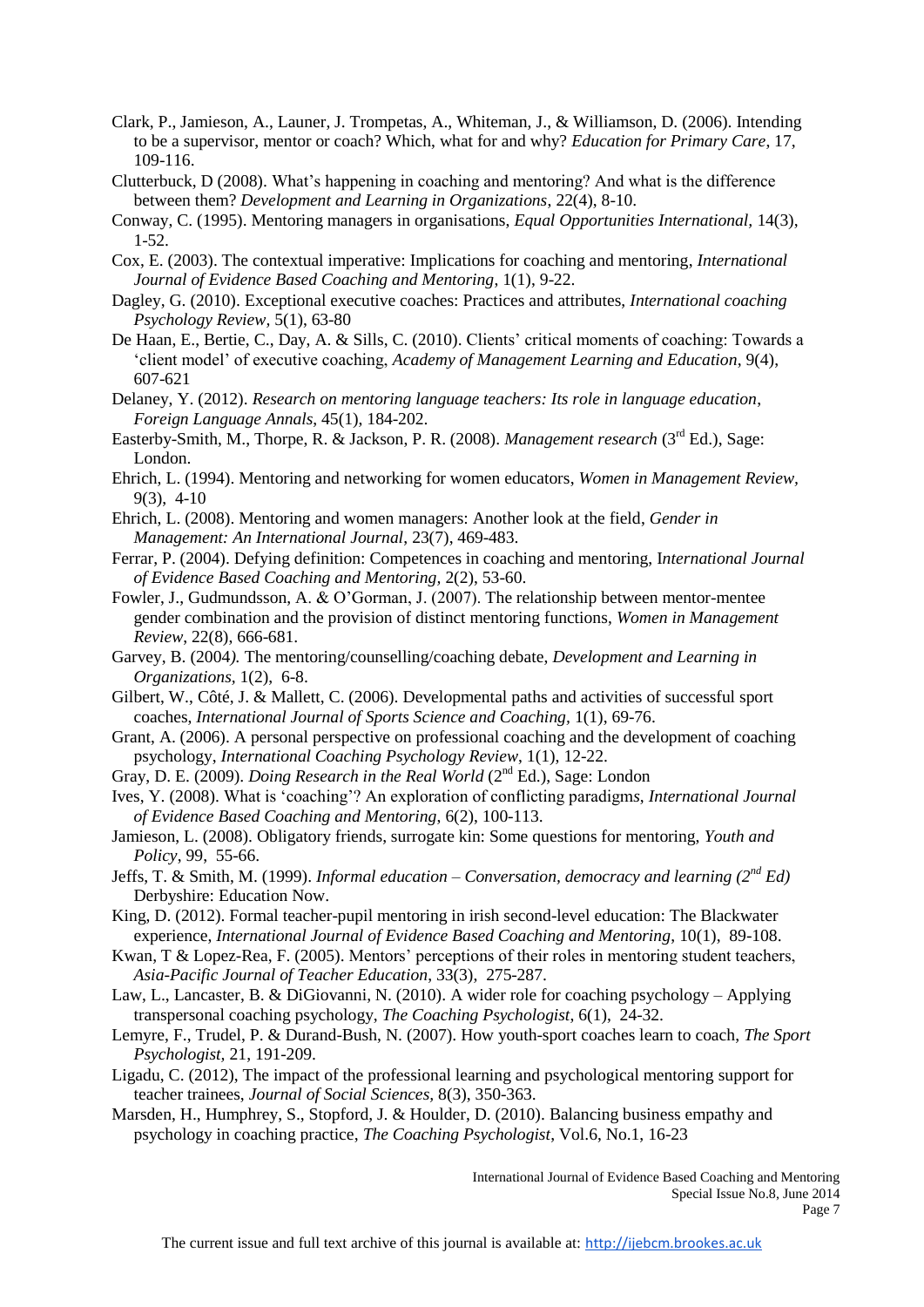Clark, P., Jamieson, A., Launer, J. Trompetas, A., Whiteman, J., & Williamson, D. (2006). Intending to be a supervisor, mentor or coach? Which, what for and why? *Education for Primary Care*, 17, 109-116.

Clutterbuck, D (2008). What's happening in coaching and mentoring? And what is the difference between them? *Development and Learning in Organizations*, 22(4), 8-10.

Conway, C. (1995). Mentoring managers in organisations, *Equal Opportunities International*, 14(3), 1-52.

Cox, E. (2003). The contextual imperative: Implications for coaching and mentoring, *International Journal of Evidence Based Coaching and Mentoring*, 1(1), 9-22.

Dagley, G. (2010). Exceptional executive coaches: Practices and attributes, *International coaching Psychology Review*, 5(1), 63-80

De Haan, E., Bertie, C., Day, A. & Sills, C. (2010). Clients' critical moments of coaching: Towards a 'client model' of executive coaching, *Academy of Management Learning and Education*, 9(4), 607-621

Delaney, Y. (2012). *Research on mentoring language teachers: Its role in language education*, *Foreign Language Annals*, 45(1), 184-202.

Easterby-Smith, M., Thorpe, R. & Jackson, P. R. (2008). *Management research* (3rd Ed.), Sage: London.

Ehrich, L. (1994). Mentoring and networking for women educators, *Women in Management Review*, 9(3), 4-10

Ehrich, L. (2008). Mentoring and women managers: Another look at the field, *Gender in Management: An International Journal*, 23(7), 469-483.

Ferrar, P. (2004). Defying definition: Competences in coaching and mentoring, I*nternational Journal of Evidence Based Coaching and Mentoring*, 2(2), 53-60.

Fowler, J., Gudmundsson, A. & O'Gorman, J. (2007). The relationship between mentor-mentee gender combination and the provision of distinct mentoring functions, *Women in Management Review*, 22(8), 666-681.

Garvey, B. (2004*).* The mentoring/counselling/coaching debate, *Development and Learning in Organizations*, 1(2), 6-8.

Gilbert, W., Côté, J. & Mallett, C. (2006). Developmental paths and activities of successful sport coaches, *International Journal of Sports Science and Coaching*, 1(1), 69-76.

Grant, A. (2006). A personal perspective on professional coaching and the development of coaching psychology, *International Coaching Psychology Review*, 1(1), 12-22.

Gray, D. E. (2009). *Doing Research in the Real World* (2nd Ed.), Sage: London

Ives, Y. (2008). What is 'coaching'? An exploration of conflicting paradigms, *International Journal of Evidence Based Coaching and Mentoring*, 6(2), 100-113.

Jamieson, L. (2008). Obligatory friends, surrogate kin: Some questions for mentoring, *Youth and Policy*, 99, 55-66.

Jeffs, T. & Smith, M. (1999). *Informal education – Conversation, democracy and learning (2nd Ed)* Derbyshire: Education Now.

King, D. (2012). Formal teacher-pupil mentoring in irish second-level education: The Blackwater experience, *International Journal of Evidence Based Coaching and Mentoring*, 10(1), 89-108.

Kwan, T & Lopez-Rea, F. (2005). Mentors' perceptions of their roles in mentoring student teachers, *Asia-Pacific Journal of Teacher Education*, 33(3), 275-287.

Law, L., Lancaster, B. & DiGiovanni, N. (2010). A wider role for coaching psychology – Applying transpersonal coaching psychology, *The Coaching Psychologist*, 6(1), 24-32.

Lemyre, F., Trudel, P. & Durand-Bush, N. (2007). How youth-sport coaches learn to coach, *The Sport Psychologist*, 21, 191-209.

Ligadu, C. (2012), The impact of the professional learning and psychological mentoring support for teacher trainees, *Journal of Social Sciences*, 8(3), 350-363.

Marsden, H., Humphrey, S., Stopford, J. & Houlder, D. (2010). Balancing business empathy and psychology in coaching practice, *The Coaching Psychologist*, Vol.6, No.1, 16-23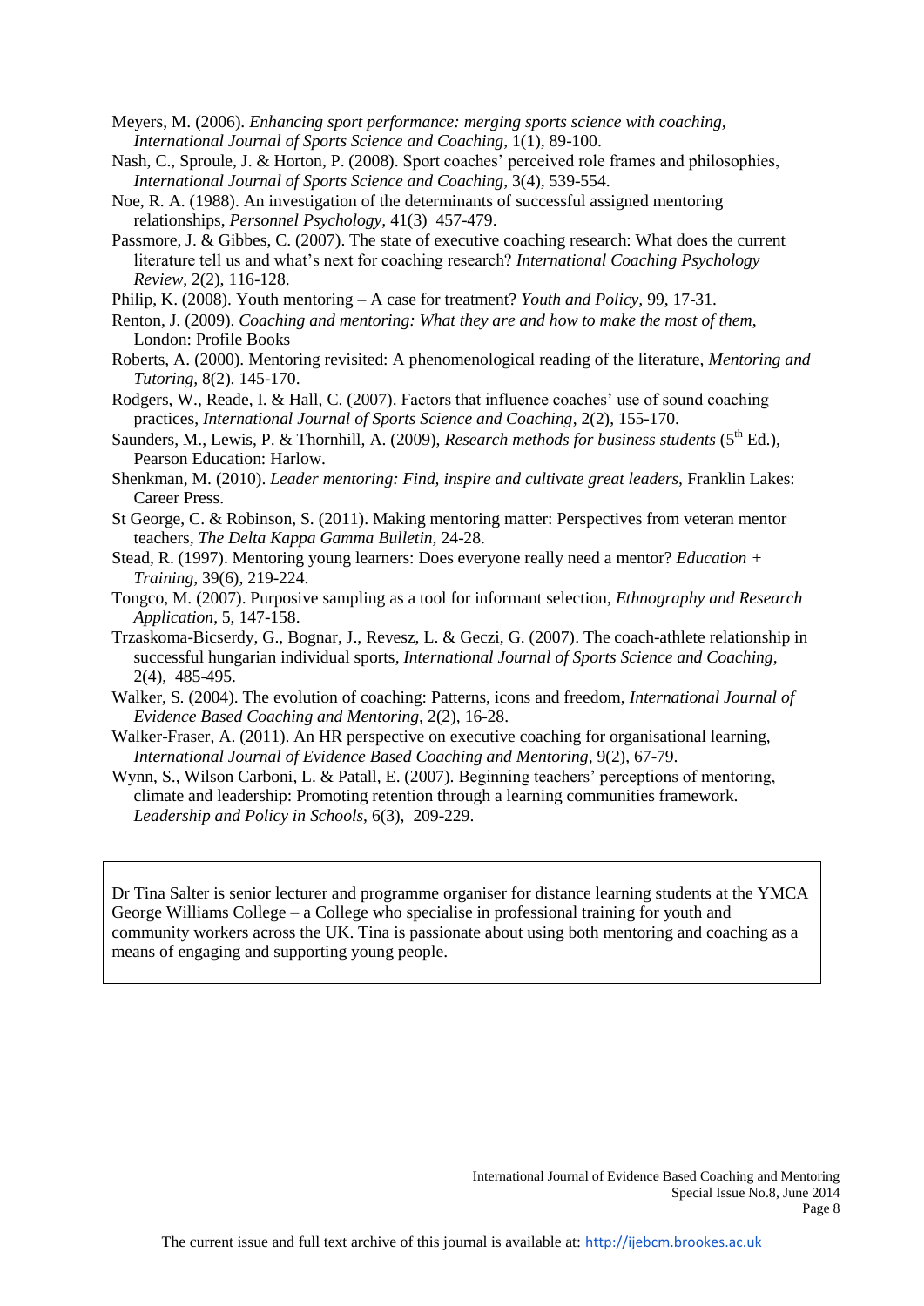Meyers, M. (2006). *Enhancing sport performance: merging sports science with coaching, International Journal of Sports Science and Coaching*, 1(1), 89-100.

Nash, C., Sproule, J. & Horton, P. (2008). Sport coaches' perceived role frames and philosophies, *International Journal of Sports Science and Coaching*, 3(4), 539-554.

Noe, R. A. (1988). An investigation of the determinants of successful assigned mentoring relationships, *Personnel Psychology,* 41(3) 457-479.

Passmore, J. & Gibbes, C. (2007). The state of executive coaching research: What does the current literature tell us and what's next for coaching research? *International Coaching Psychology Review*, 2(2), 116-128.

Philip, K. (2008). Youth mentoring – A case for treatment? *Youth and Policy,* 99, 17-31.

Renton, J. (2009). *Coaching and mentoring: What they are and how to make the most of them*, London: Profile Books

Roberts, A. (2000). Mentoring revisited: A phenomenological reading of the literature, *Mentoring and Tutoring*, 8(2). 145-170.

Rodgers, W., Reade, I. & Hall, C. (2007). Factors that influence coaches' use of sound coaching practices, *International Journal of Sports Science and Coaching*, 2(2), 155-170.

Saunders, M., Lewis, P. & Thornhill, A. (2009), *Research methods for business students* (5th Ed.), Pearson Education: Harlow.

Shenkman, M. (2010). *Leader mentoring: Find, inspire and cultivate great leaders,* Franklin Lakes: Career Press.

St George, C. & Robinson, S. (2011). Making mentoring matter: Perspectives from veteran mentor teachers, *The Delta Kappa Gamma Bulletin,* 24-28.

Stead, R. (1997). Mentoring young learners: Does everyone really need a mentor? *Education + Training,* 39(6), 219-224.

Tongco, M. (2007). Purposive sampling as a tool for informant selection, *Ethnography and Research Application*, 5, 147-158.

Trzaskoma-Bicserdy, G., Bognar, J., Revesz, L. & Geczi, G. (2007). The coach-athlete relationship in successful hungarian individual sports*, International Journal of Sports Science and Coaching,* 2(4), 485-495.

Walker, S. (2004). The evolution of coaching: Patterns, icons and freedom, *International Journal of Evidence Based Coaching and Mentoring,* 2(2), 16-28.

Walker-Fraser, A. (2011). An HR perspective on executive coaching for organisational learning, *International Journal of Evidence Based Coaching and Mentoring*, 9(2), 67-79.

Wynn, S., Wilson Carboni, L. & Patall, E. (2007). Beginning teachers' perceptions of mentoring, climate and leadership: Promoting retention through a learning communities framework. *Leadership and Policy in Schools*, 6(3), 209-229.

Dr Tina Salter is senior lecturer and programme organiser for distance learning students at the YMCA George Williams College – a College who specialise in professional training for youth and community workers across the UK. Tina is passionate about using both mentoring and coaching as a means of engaging and supporting young people.